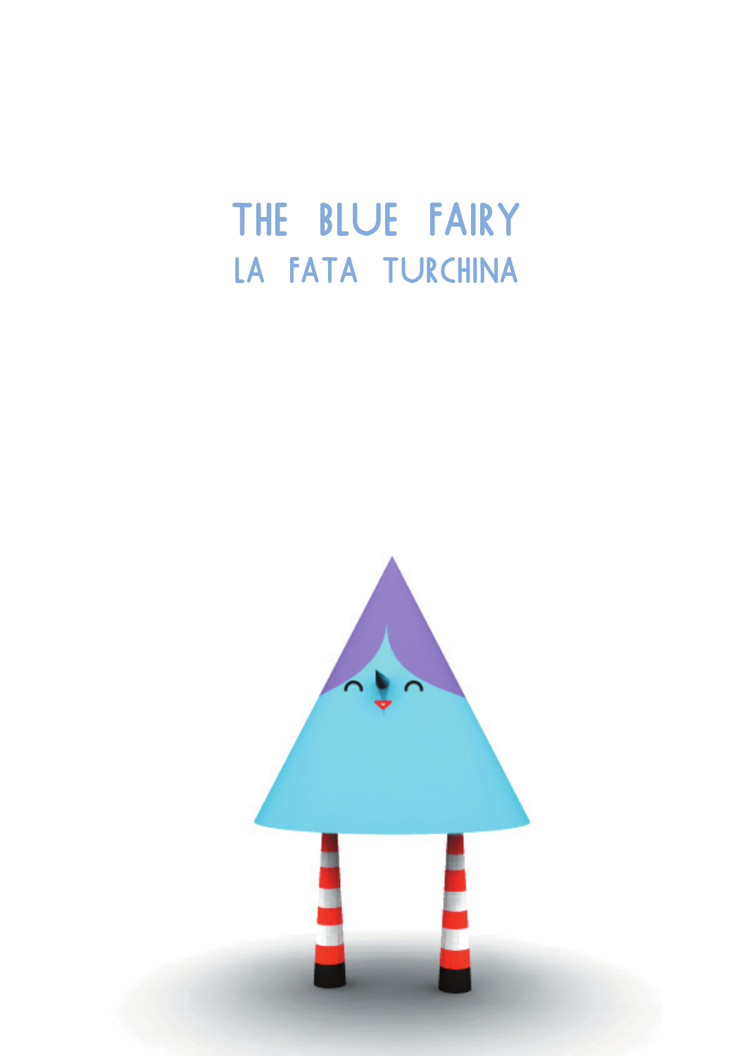# THE BLUE FAIRY
## LA FATA TURCHINA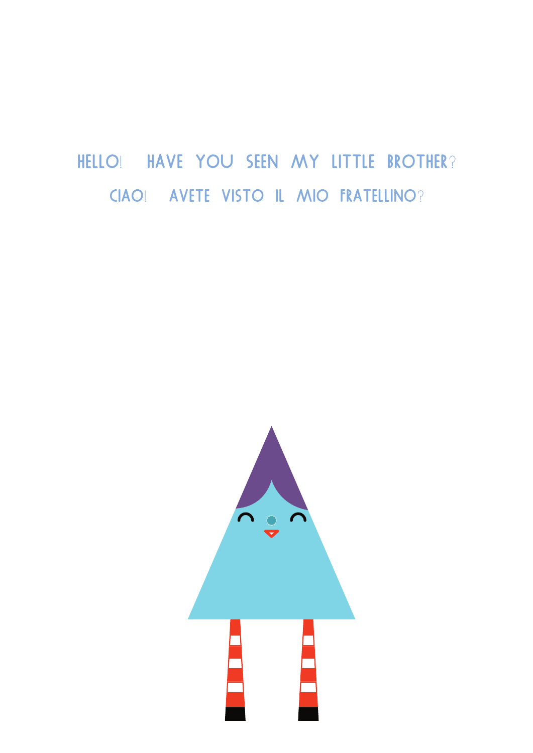HELLO! HAVE YOU SEEN MY LITTLE BROTHER?

CIAO! AVETE VISTO IL MIO FRATELLINO?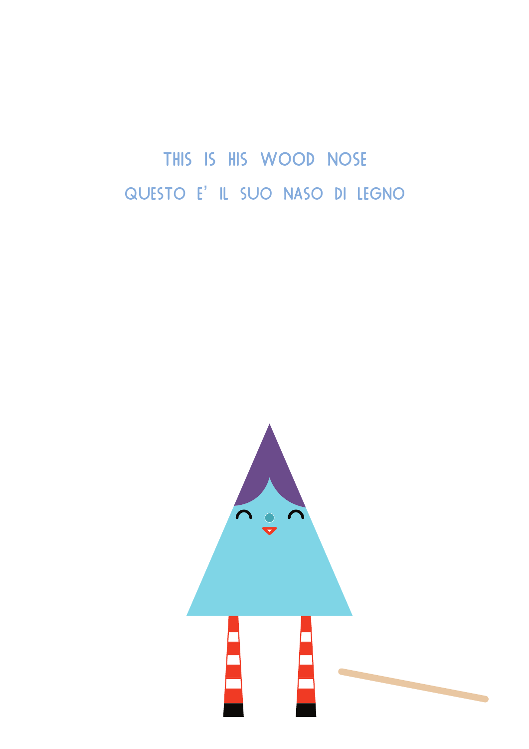THIS IS HIS WOOD NOSE

QUESTO E' IL SUO NASO DI LEGNO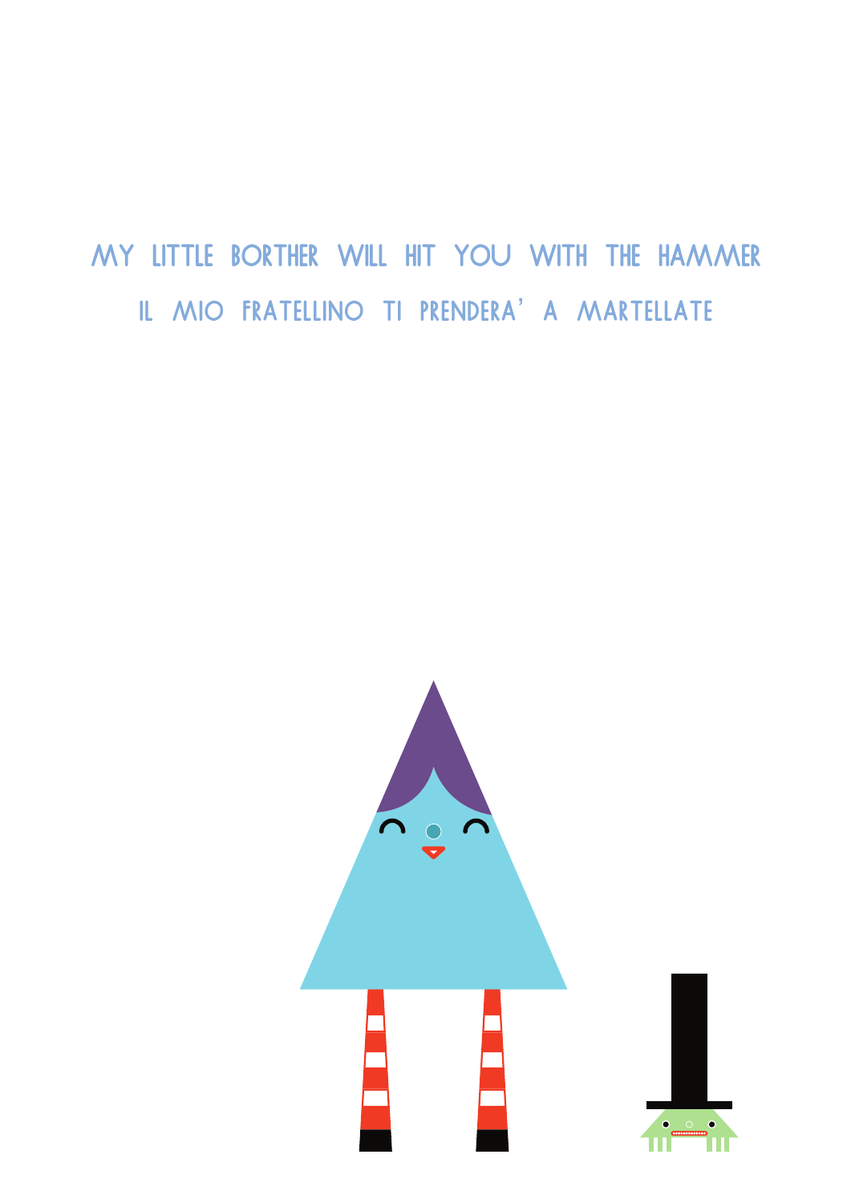MY LITTLE BORTHER WILL HIT YOU WITH THE HAMMER

IL MIO FRATELLINO TI PRENDERA' A MARTELLATE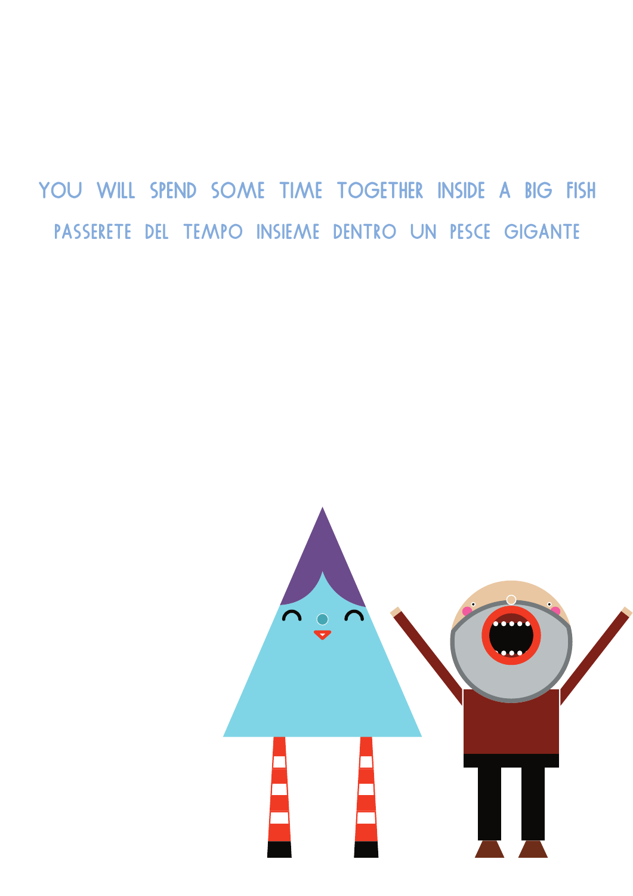YOU WILL SPEND SOME TIME TOGETHER INSIDE A BIG FISH

PASSERETE DEL TEMPO INSIEME DENTRO UN PESCE GIGANTE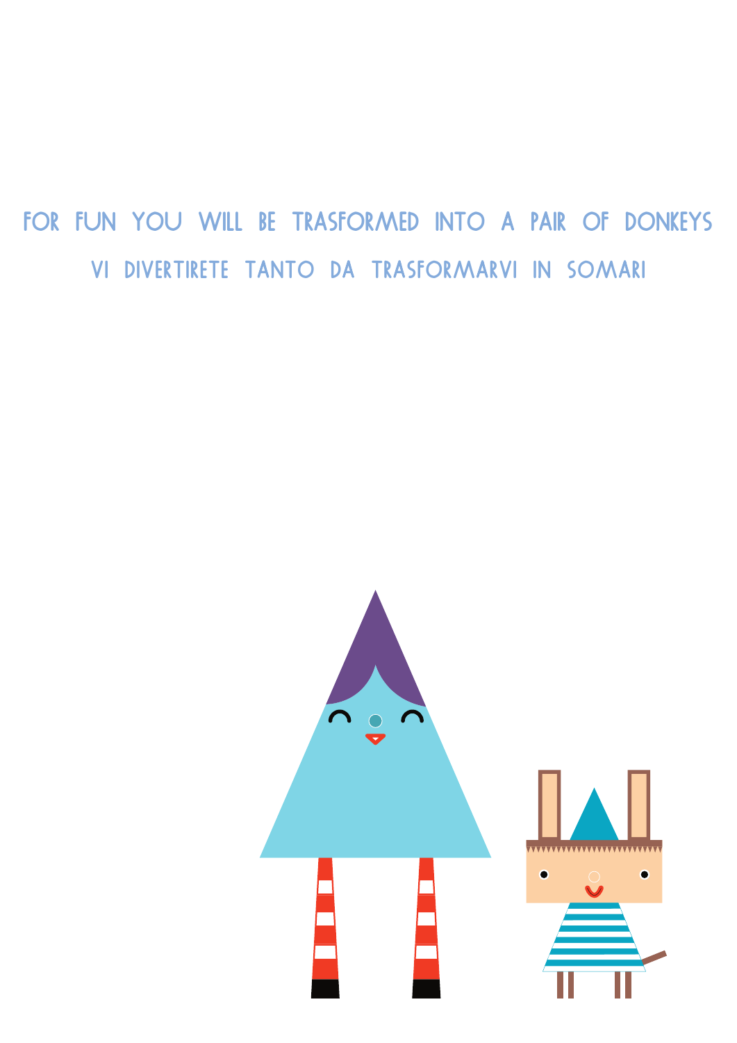FOR FUN YOU WILL BE TRASFORMED INTO A PAIR OF DONKEYS

VI DIVERTIRETE TANTO DA TRASFORMARVI IN SOMARI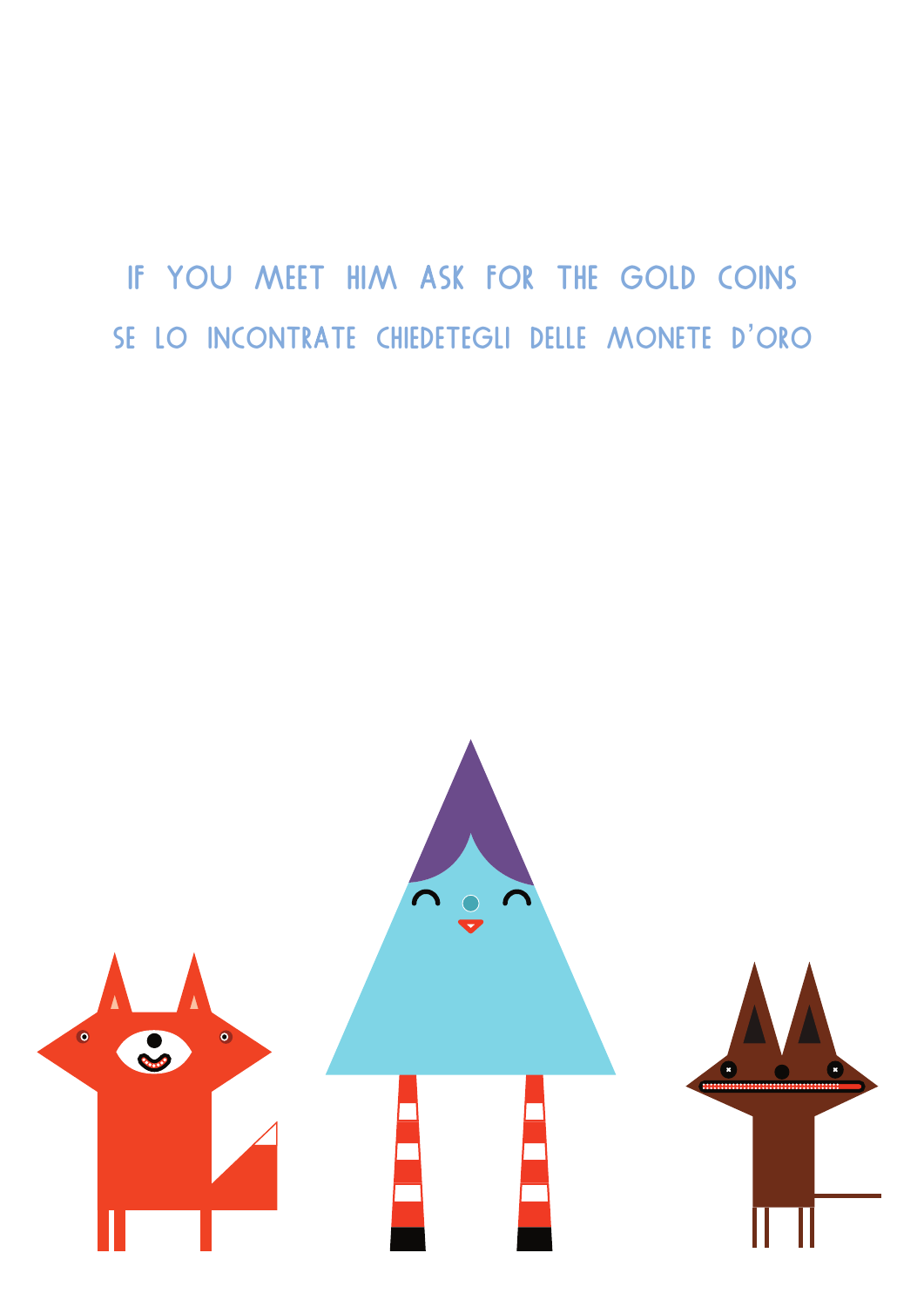IF YOU MEET HIM ASK FOR THE GOLD COINS

SE LO INCONTRATE CHIEDETEGLI DELLE MONETE D’ORO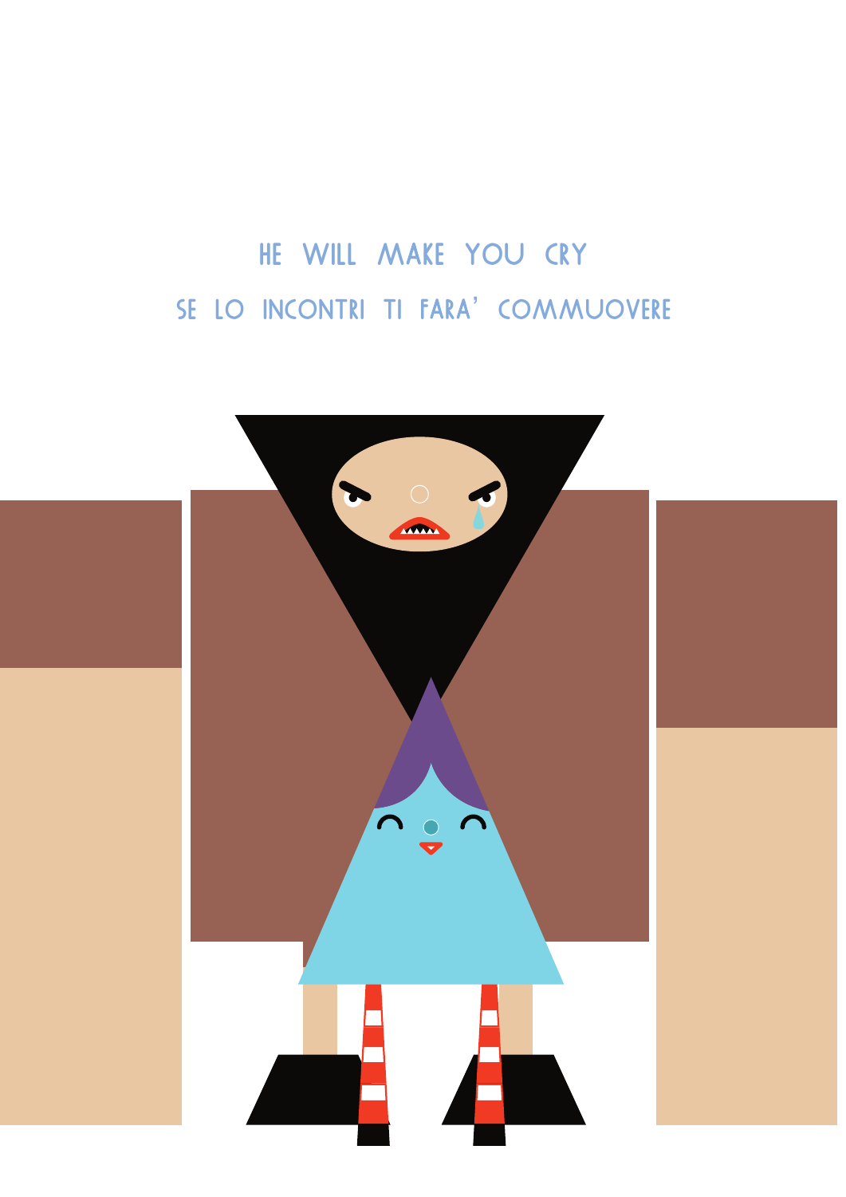HE WILL MAKE YOU CRY

SE LO INCONTRI TI FARA' COMMUOVERE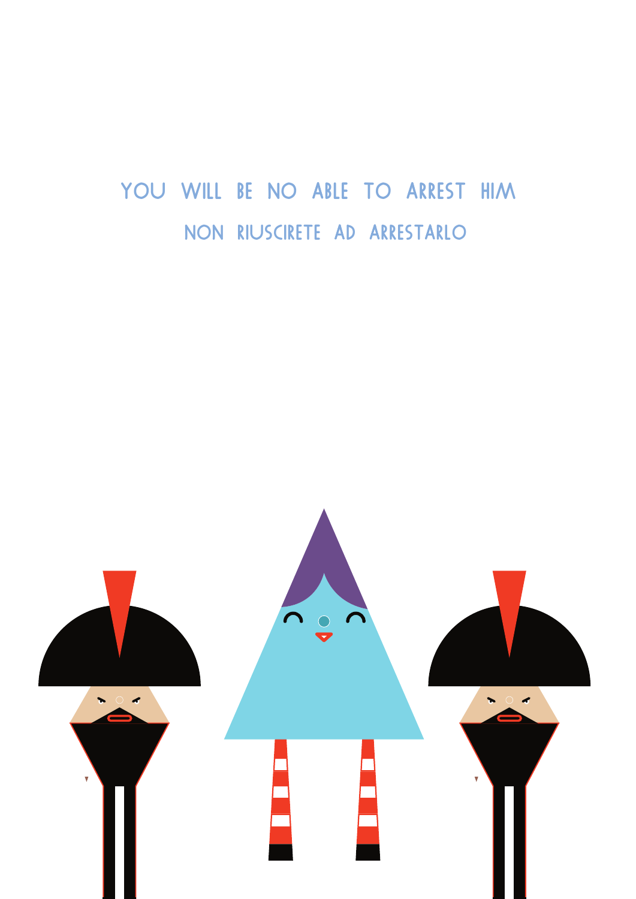YOU WILL BE NO ABLE TO ARREST HIM

NON RIUSCIRETE AD ARRESTARLO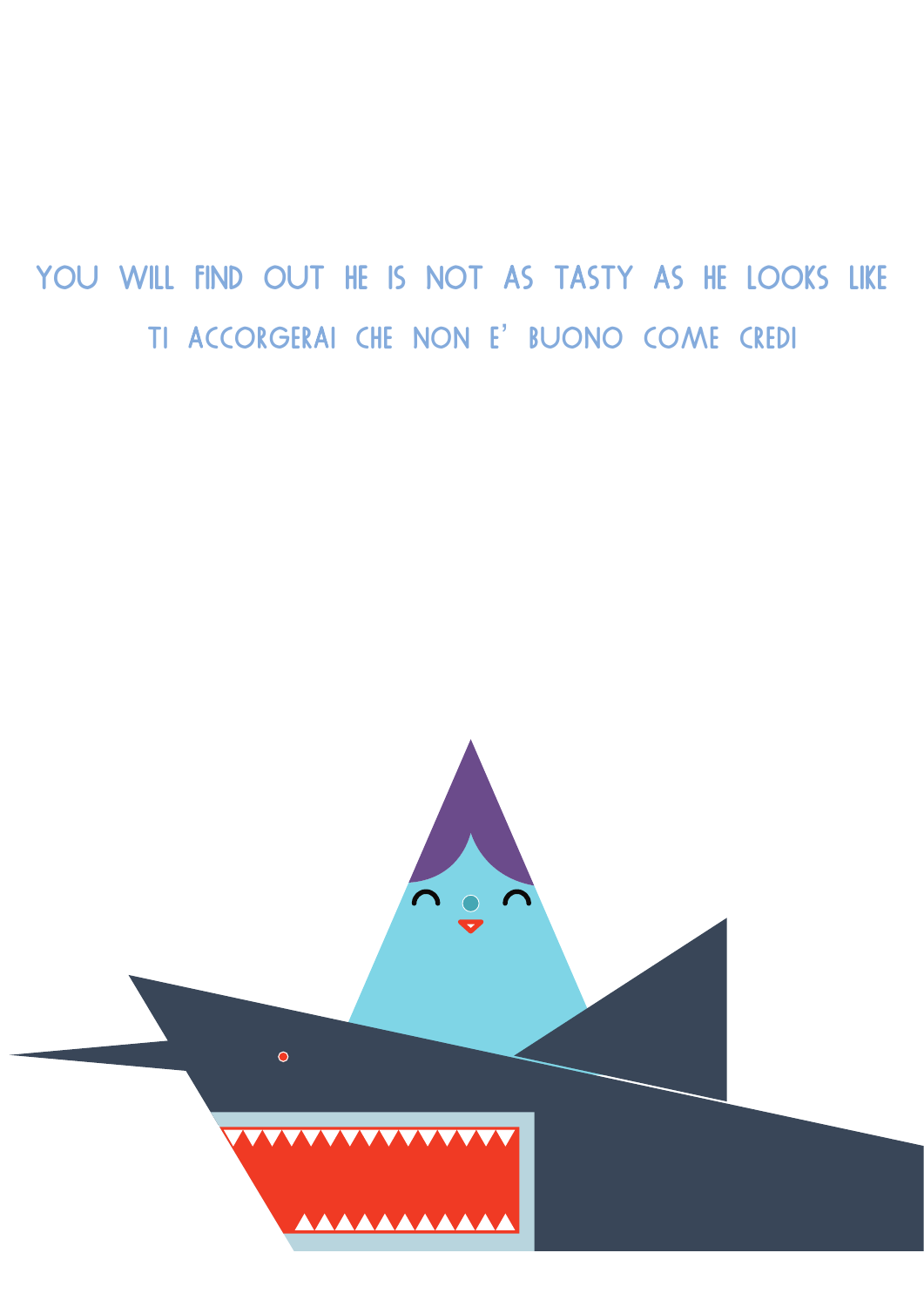YOU WILL FIND OUT HE IS NOT AS TASTY AS HE LOOKS LIKE

TI ACCORGERAI CHE NON E' BUONO COME CREDI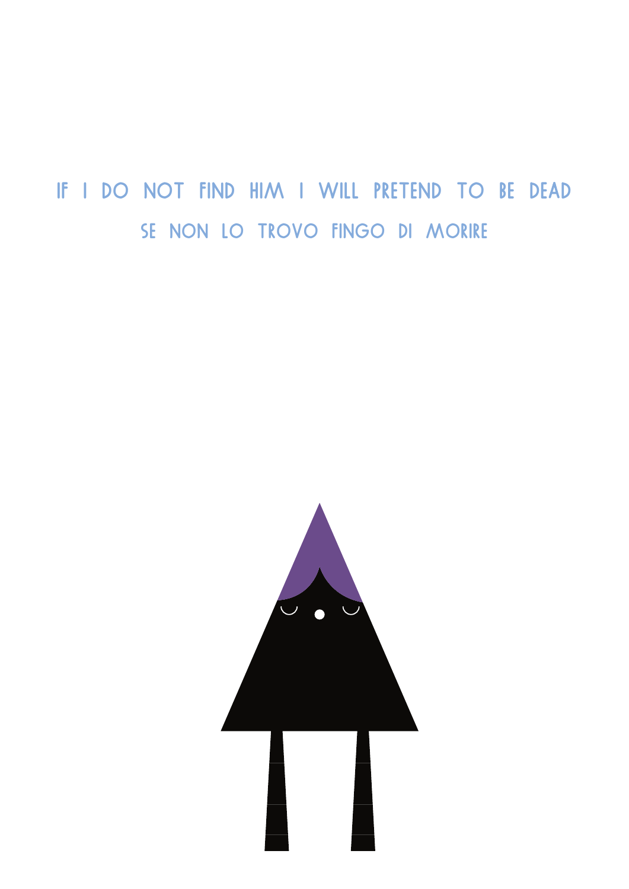IF I DO NOT FIND HIM I WILL PRETEND TO BE DEAD

SE NON LO TROVO FINGO DI MORIRE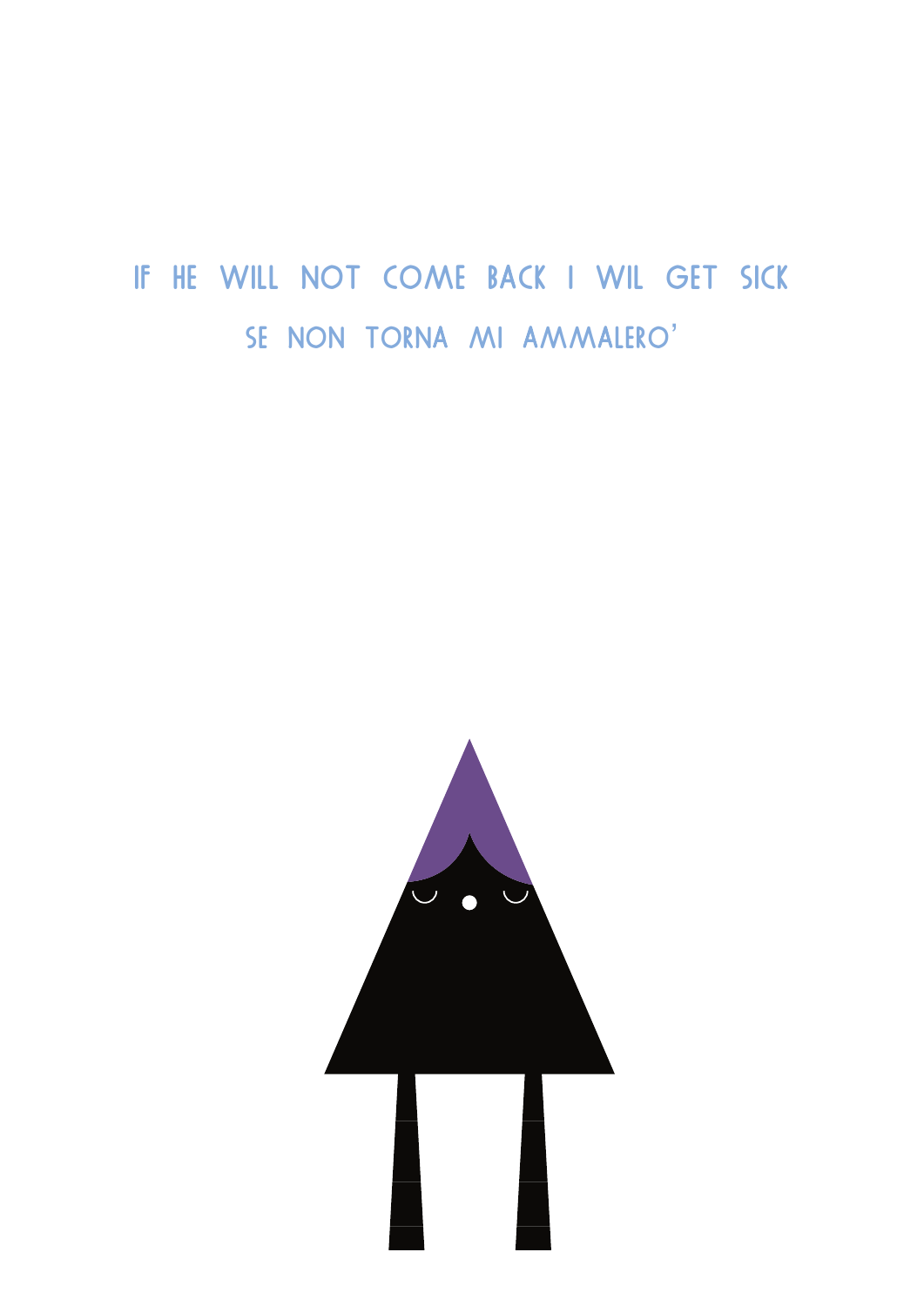IF HE WILL NOT COME BACK I WIL GET SICK

SE NON TORNA MI AMMALERO'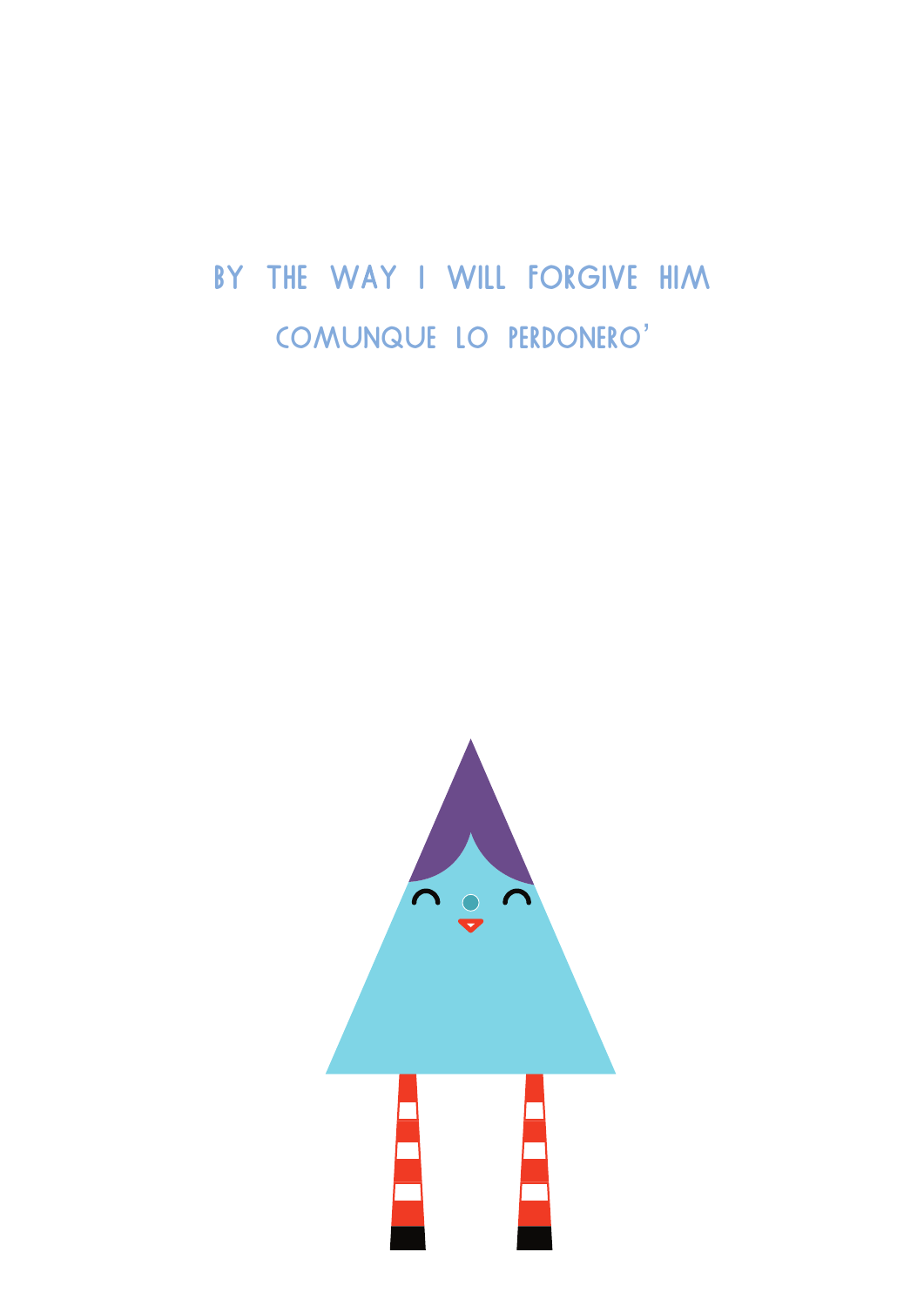BY THE WAY I WILL FORGIVE HIM

COMUNQUE LO PERDONERO'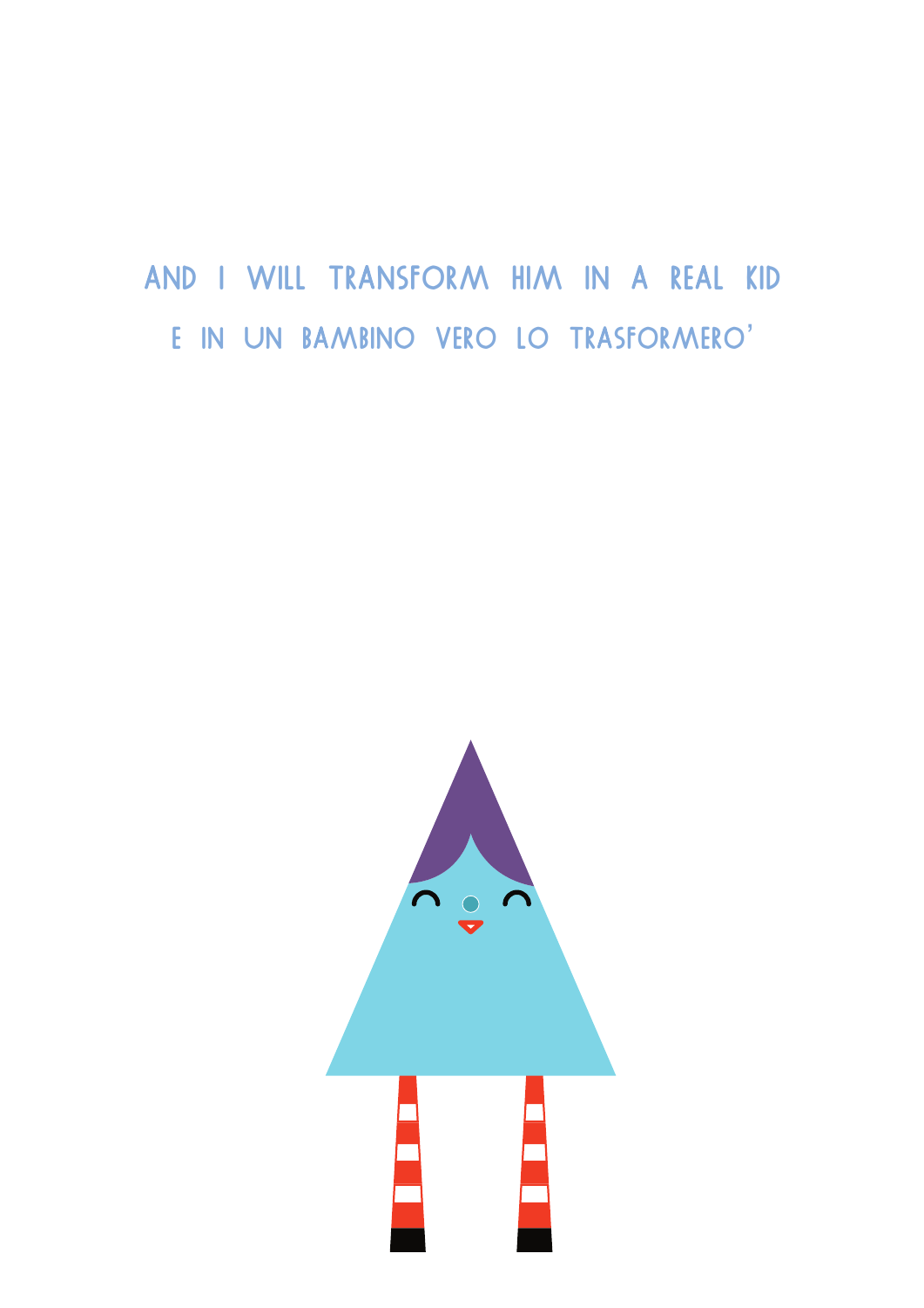AND I WILL TRANSFORM HIM IN A REAL KID

E IN UN BAMBINO VERO LO TRASFORMERO'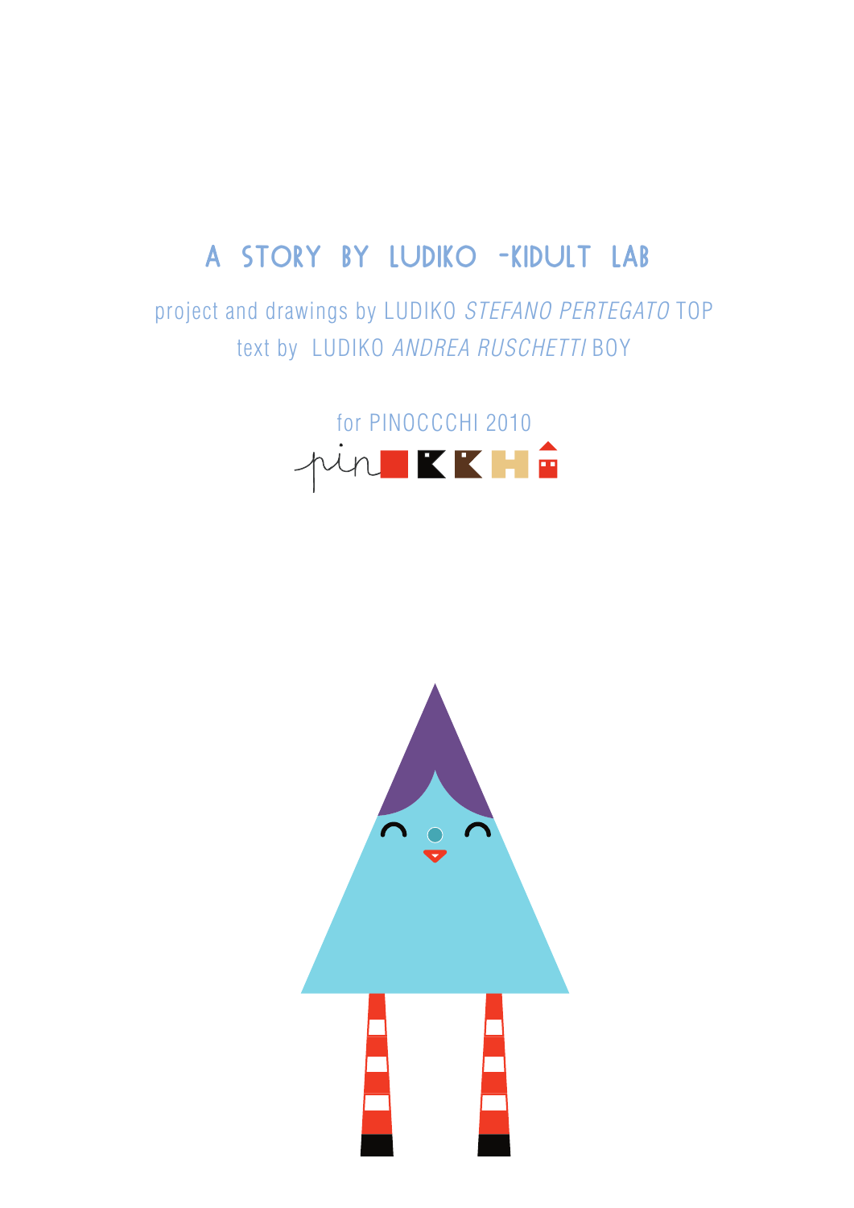# A STORY BY LUDIKO -KIDULT LAB

project and drawings by LUDIKO *STEFANO PERTEGATO* TOP

text by LUDIKO *ANDREA RUSCHETTI* BOY

for PINOCCCHI 2010